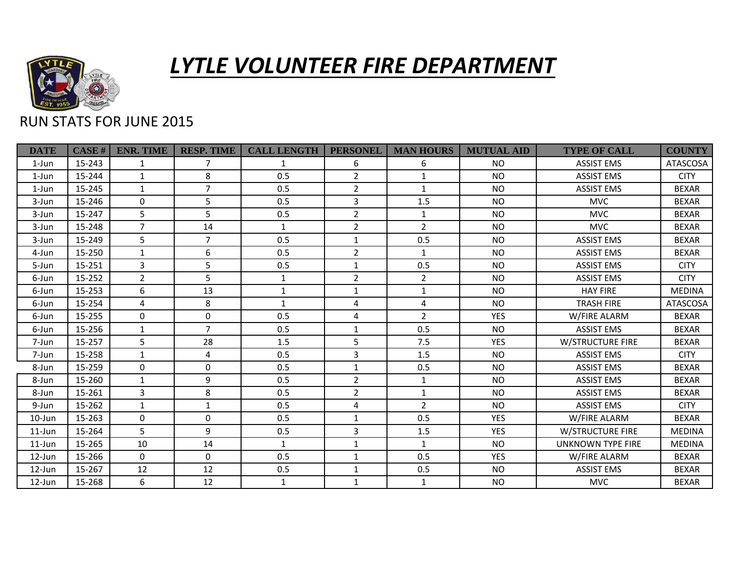# *LYTLE VOLUNTEER FIRE DEPARTMENT*

RUN STATS FOR JUNE 2015

| DATE | CASE # | ENR. TIME | RESP. TIME | CALL LENGTH | PERSONEL | MAN HOURS | MUTUAL AID | TYPE OF CALL | COUNTY |
|---|---|---|---|---|---|---|---|---|---|
| 1-Jun | 15-243 | 1 | 7 | 1 | 6 | 6 | NO | ASSIST EMS | ATASCOSA |
| 1-Jun | 15-244 | 1 | 8 | 0.5 | 2 | 1 | NO | ASSIST EMS | CITY |
| 1-Jun | 15-245 | 1 | 7 | 0.5 | 2 | 1 | NO | ASSIST EMS | BEXAR |
| 3-Jun | 15-246 | 0 | 5 | 0.5 | 3 | 1.5 | NO | MVC | BEXAR |
| 3-Jun | 15-247 | 5 | 5 | 0.5 | 2 | 1 | NO | MVC | BEXAR |
| 3-Jun | 15-248 | 7 | 14 | 1 | 2 | 2 | NO | MVC | BEXAR |
| 3-Jun | 15-249 | 5 | 7 | 0.5 | 1 | 0.5 | NO | ASSIST EMS | BEXAR |
| 4-Jun | 15-250 | 1 | 6 | 0.5 | 2 | 1 | NO | ASSIST EMS | BEXAR |
| 5-Jun | 15-251 | 3 | 5 | 0.5 | 1 | 0.5 | NO | ASSIST EMS | CITY |
| 6-Jun | 15-252 | 2 | 5 | 1 | 2 | 2 | NO | ASSIST EMS | CITY |
| 6-Jun | 15-253 | 6 | 13 | 1 | 1 | 1 | NO | HAY FIRE | MEDINA |
| 6-Jun | 15-254 | 4 | 8 | 1 | 4 | 4 | NO | TRASH FIRE | ATASCOSA |
| 6-Jun | 15-255 | 0 | 0 | 0.5 | 4 | 2 | YES | W/FIRE ALARM | BEXAR |
| 6-Jun | 15-256 | 1 | 7 | 0.5 | 1 | 0.5 | NO | ASSIST EMS | BEXAR |
| 7-Jun | 15-257 | 5 | 28 | 1.5 | 5 | 7.5 | YES | W/STRUCTURE FIRE | BEXAR |
| 7-Jun | 15-258 | 1 | 4 | 0.5 | 3 | 1.5 | NO | ASSIST EMS | CITY |
| 8-Jun | 15-259 | 0 | 0 | 0.5 | 1 | 0.5 | NO | ASSIST EMS | BEXAR |
| 8-Jun | 15-260 | 1 | 9 | 0.5 | 2 | 1 | NO | ASSIST EMS | BEXAR |
| 8-Jun | 15-261 | 3 | 8 | 0.5 | 2 | 1 | NO | ASSIST EMS | BEXAR |
| 9-Jun | 15-262 | 1 | 1 | 0.5 | 4 | 2 | NO | ASSIST EMS | CITY |
| 10-Jun | 15-263 | 0 | 0 | 0.5 | 1 | 0.5 | YES | W/FIRE ALARM | BEXAR |
| 11-Jun | 15-264 | 5 | 9 | 0.5 | 3 | 1.5 | YES | W/STRUCTURE FIRE | MEDINA |
| 11-Jun | 15-265 | 10 | 14 | 1 | 1 | 1 | NO | UNKNOWN TYPE FIRE | MEDINA |
| 12-Jun | 15-266 | 0 | 0 | 0.5 | 1 | 0.5 | YES | W/FIRE ALARM | BEXAR |
| 12-Jun | 15-267 | 12 | 12 | 0.5 | 1 | 0.5 | NO | ASSIST EMS | BEXAR |
| 12-Jun | 15-268 | 6 | 12 | 1 | 1 | 1 | NO | MVC | BEXAR |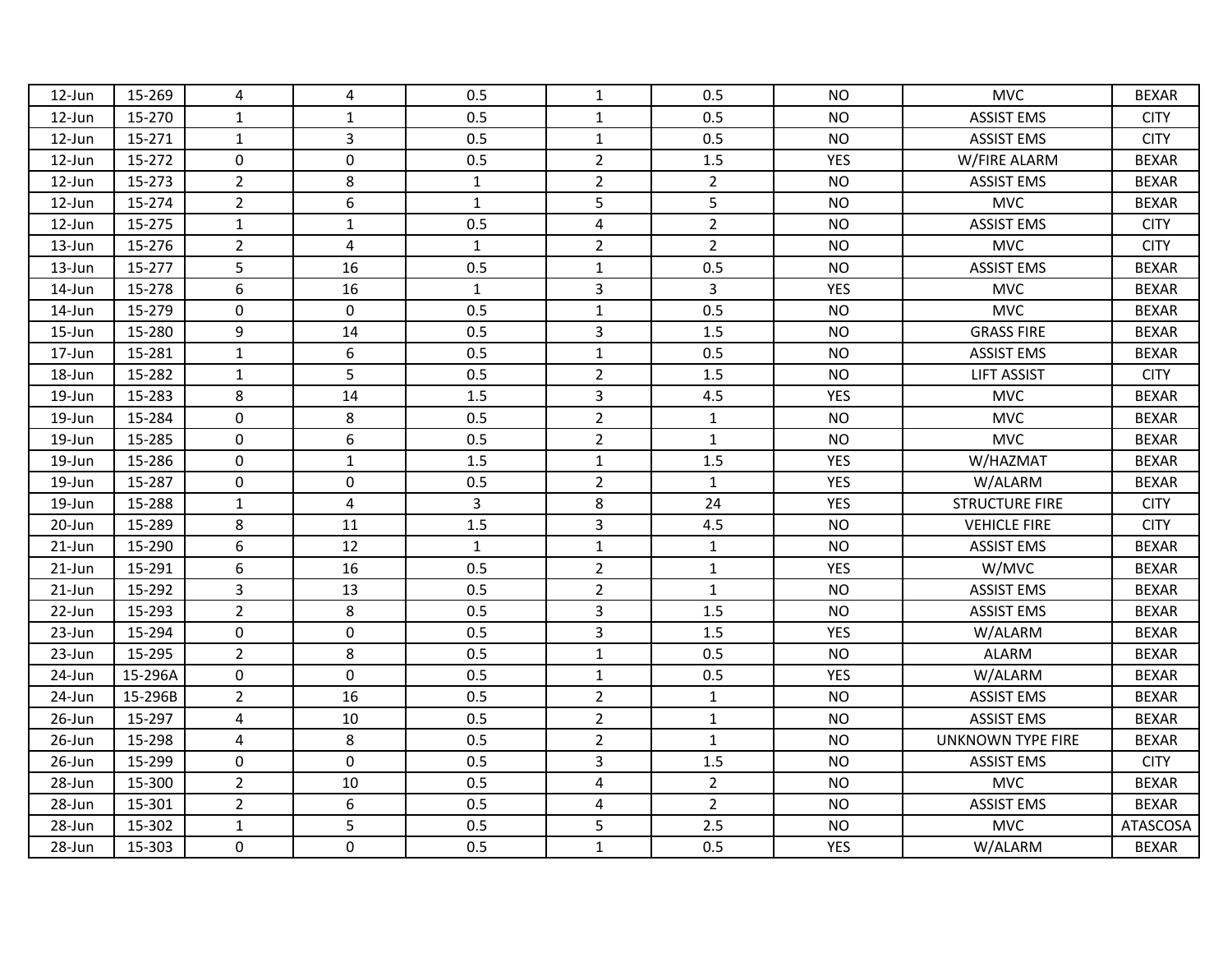| 12-Jun | 15-269 | 4 | 4 | 0.5 | 1 | 0.5 | NO | MVC | BEXAR |
|---|---|---|---|---|---|---|---|---|---|
| 12-Jun | 15-270 | 1 | 1 | 0.5 | 1 | 0.5 | NO | ASSIST EMS | CITY |
| 12-Jun | 15-271 | 1 | 3 | 0.5 | 1 | 0.5 | NO | ASSIST EMS | CITY |
| 12-Jun | 15-272 | 0 | 0 | 0.5 | 2 | 1.5 | YES | W/FIRE ALARM | BEXAR |
| 12-Jun | 15-273 | 2 | 8 | 1 | 2 | 2 | NO | ASSIST EMS | BEXAR |
| 12-Jun | 15-274 | 2 | 6 | 1 | 5 | 5 | NO | MVC | BEXAR |
| 12-Jun | 15-275 | 1 | 1 | 0.5 | 4 | 2 | NO | ASSIST EMS | CITY |
| 13-Jun | 15-276 | 2 | 4 | 1 | 2 | 2 | NO | MVC | CITY |
| 13-Jun | 15-277 | 5 | 16 | 0.5 | 1 | 0.5 | NO | ASSIST EMS | BEXAR |
| 14-Jun | 15-278 | 6 | 16 | 1 | 3 | 3 | YES | MVC | BEXAR |
| 14-Jun | 15-279 | 0 | 0 | 0.5 | 1 | 0.5 | NO | MVC | BEXAR |
| 15-Jun | 15-280 | 9 | 14 | 0.5 | 3 | 1.5 | NO | GRASS FIRE | BEXAR |
| 17-Jun | 15-281 | 1 | 6 | 0.5 | 1 | 0.5 | NO | ASSIST EMS | BEXAR |
| 18-Jun | 15-282 | 1 | 5 | 0.5 | 2 | 1.5 | NO | LIFT ASSIST | CITY |
| 19-Jun | 15-283 | 8 | 14 | 1.5 | 3 | 4.5 | YES | MVC | BEXAR |
| 19-Jun | 15-284 | 0 | 8 | 0.5 | 2 | 1 | NO | MVC | BEXAR |
| 19-Jun | 15-285 | 0 | 6 | 0.5 | 2 | 1 | NO | MVC | BEXAR |
| 19-Jun | 15-286 | 0 | 1 | 1.5 | 1 | 1.5 | YES | W/HAZMAT | BEXAR |
| 19-Jun | 15-287 | 0 | 0 | 0.5 | 2 | 1 | YES | W/ALARM | BEXAR |
| 19-Jun | 15-288 | 1 | 4 | 3 | 8 | 24 | YES | STRUCTURE FIRE | CITY |
| 20-Jun | 15-289 | 8 | 11 | 1.5 | 3 | 4.5 | NO | VEHICLE FIRE | CITY |
| 21-Jun | 15-290 | 6 | 12 | 1 | 1 | 1 | NO | ASSIST EMS | BEXAR |
| 21-Jun | 15-291 | 6 | 16 | 0.5 | 2 | 1 | YES | W/MVC | BEXAR |
| 21-Jun | 15-292 | 3 | 13 | 0.5 | 2 | 1 | NO | ASSIST EMS | BEXAR |
| 22-Jun | 15-293 | 2 | 8 | 0.5 | 3 | 1.5 | NO | ASSIST EMS | BEXAR |
| 23-Jun | 15-294 | 0 | 0 | 0.5 | 3 | 1.5 | YES | W/ALARM | BEXAR |
| 23-Jun | 15-295 | 2 | 8 | 0.5 | 1 | 0.5 | NO | ALARM | BEXAR |
| 24-Jun | 15-296A | 0 | 0 | 0.5 | 1 | 0.5 | YES | W/ALARM | BEXAR |
| 24-Jun | 15-296B | 2 | 16 | 0.5 | 2 | 1 | NO | ASSIST EMS | BEXAR |
| 26-Jun | 15-297 | 4 | 10 | 0.5 | 2 | 1 | NO | ASSIST EMS | BEXAR |
| 26-Jun | 15-298 | 4 | 8 | 0.5 | 2 | 1 | NO | UNKNOWN TYPE FIRE | BEXAR |
| 26-Jun | 15-299 | 0 | 0 | 0.5 | 3 | 1.5 | NO | ASSIST EMS | CITY |
| 28-Jun | 15-300 | 2 | 10 | 0.5 | 4 | 2 | NO | MVC | BEXAR |
| 28-Jun | 15-301 | 2 | 6 | 0.5 | 4 | 2 | NO | ASSIST EMS | BEXAR |
| 28-Jun | 15-302 | 1 | 5 | 0.5 | 5 | 2.5 | NO | MVC | ATASCOSA |
| 28-Jun | 15-303 | 0 | 0 | 0.5 | 1 | 0.5 | YES | W/ALARM | BEXAR |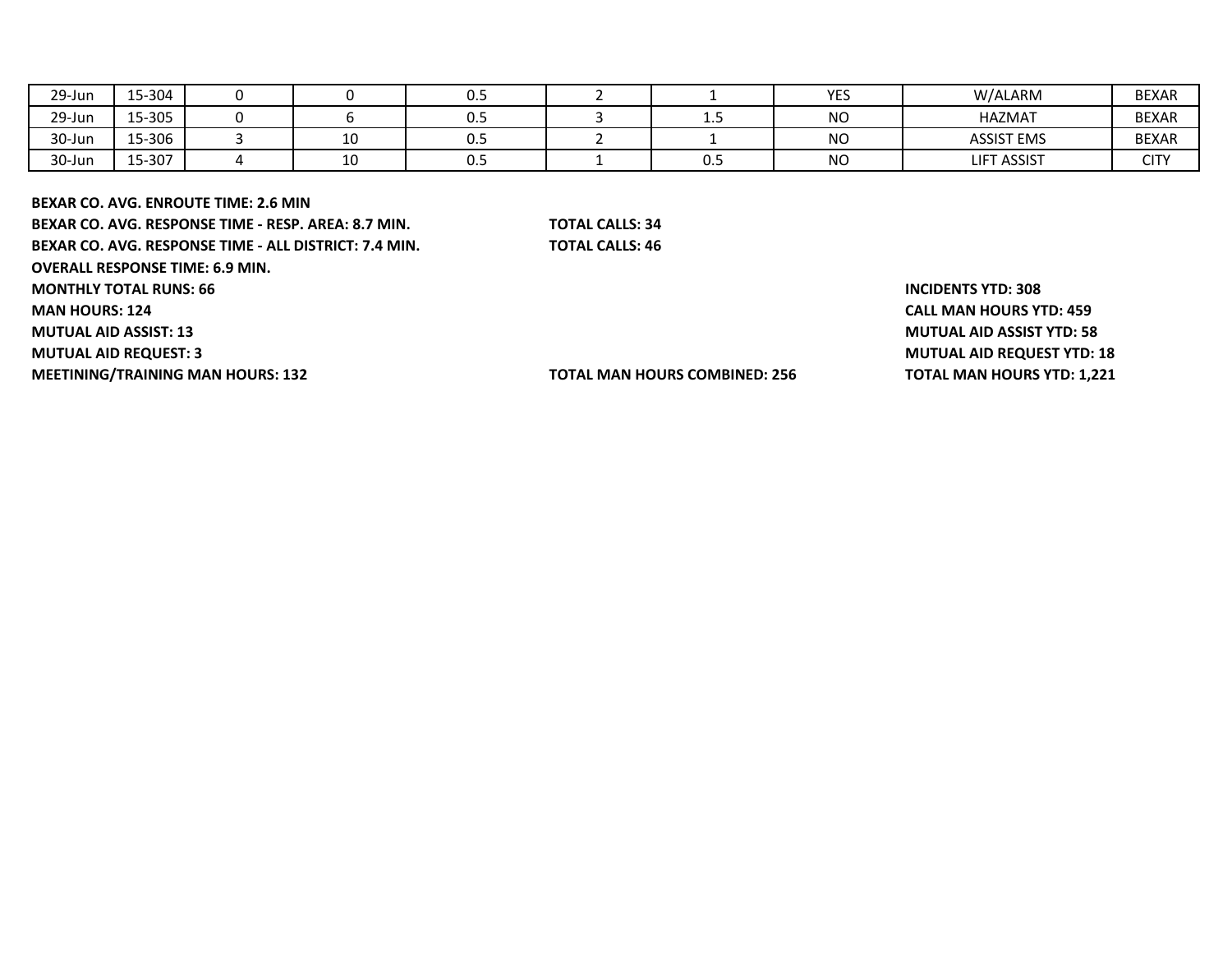| | | | | | | | | | |
|---|---|---|---|---|---|---|---|---|---|
| 29-Jun | 15-304 | 0 | 0 | 0.5 | 2 | 1 | YES | W/ALARM | BEXAR |
| 29-Jun | 15-305 | 0 | 6 | 0.5 | 3 | 1.5 | NO | HAZMAT | BEXAR |
| 30-Jun | 15-306 | 3 | 10 | 0.5 | 2 | 1 | NO | ASSIST EMS | BEXAR |
| 30-Jun | 15-307 | 4 | 10 | 0.5 | 1 | 0.5 | NO | LIFT ASSIST | CITY |

**BEXAR CO. AVG. ENROUTE TIME: 2.6 MIN**

**BEXAR CO. AVG. RESPONSE TIME - RESP. AREA: 8.7 MIN.** **TOTAL CALLS: 34**

**BEXAR CO. AVG. RESPONSE TIME - ALL DISTRICT: 7.4 MIN.** **TOTAL CALLS: 46**

**OVERALL RESPONSE TIME: 6.9 MIN.**

**MONTHLY TOTAL RUNS: 66**

**MAN HOURS: 124**

**MUTUAL AID ASSIST: 13**

**MUTUAL AID REQUEST: 3**

**MEETINING/TRAINING MAN HOURS: 132**

**TOTAL MAN HOURS COMBINED: 256**

**INCIDENTS YTD: 308**

**CALL MAN HOURS YTD: 459**

**MUTUAL AID ASSIST YTD: 58**

**MUTUAL AID REQUEST YTD: 18**

**TOTAL MAN HOURS YTD: 1,221**